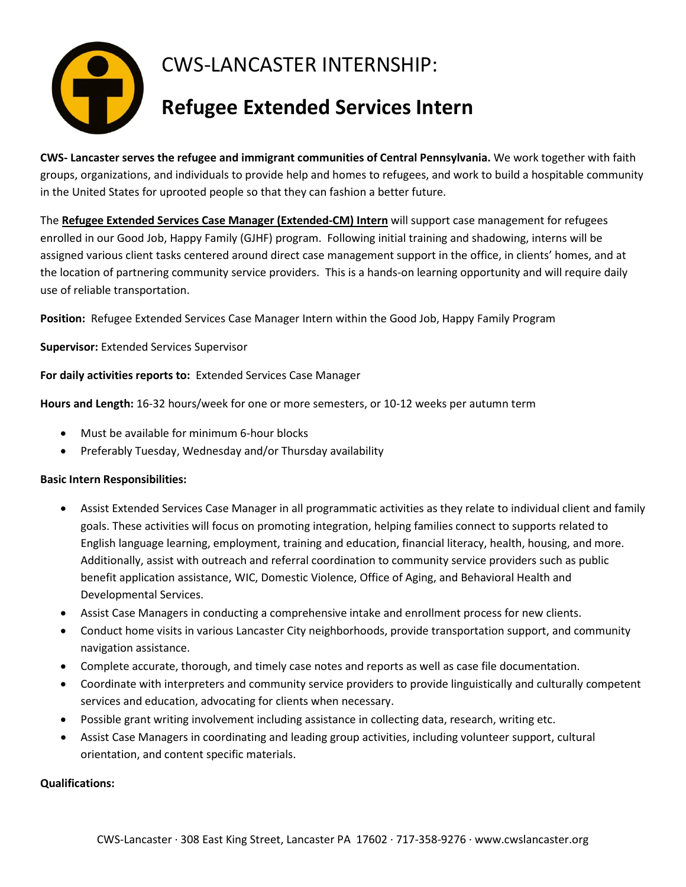# CWS-LANCASTER INTERNSHIP:

# Refugee Extended Services Intern

**CWS- Lancaster serves the refugee and immigrant communities of Central Pennsylvania.** We work together with faith groups, organizations, and individuals to provide help and homes to refugees, and work to build a hospitable community in the United States for uprooted people so that they can fashion a better future.

The **Refugee Extended Services Case Manager (Extended-CM) Intern** will support case management for refugees enrolled in our Good Job, Happy Family (GJHF) program. Following initial training and shadowing, interns will be assigned various client tasks centered around direct case management support in the office, in clients' homes, and at the location of partnering community service providers. This is a hands-on learning opportunity and will require daily use of reliable transportation.

**Position:** Refugee Extended Services Case Manager Intern within the Good Job, Happy Family Program

**Supervisor:** Extended Services Supervisor

**For daily activities reports to:** Extended Services Case Manager

**Hours and Length:** 16-32 hours/week for one or more semesters, or 10-12 weeks per autumn term

- Must be available for minimum 6-hour blocks
- Preferably Tuesday, Wednesday and/or Thursday availability

**Basic Intern Responsibilities:**

- Assist Extended Services Case Manager in all programmatic activities as they relate to individual client and family goals. These activities will focus on promoting integration, helping families connect to supports related to English language learning, employment, training and education, financial literacy, health, housing, and more. Additionally, assist with outreach and referral coordination to community service providers such as public benefit application assistance, WIC, Domestic Violence, Office of Aging, and Behavioral Health and Developmental Services.
- Assist Case Managers in conducting a comprehensive intake and enrollment process for new clients.
- Conduct home visits in various Lancaster City neighborhoods, provide transportation support, and community navigation assistance.
- Complete accurate, thorough, and timely case notes and reports as well as case file documentation.
- Coordinate with interpreters and community service providers to provide linguistically and culturally competent services and education, advocating for clients when necessary.
- Possible grant writing involvement including assistance in collecting data, research, writing etc.
- Assist Case Managers in coordinating and leading group activities, including volunteer support, cultural orientation, and content specific materials.

**Qualifications:**

CWS-Lancaster · 308 East King Street, Lancaster PA 17602 · 717-358-9276 · www.cwslancaster.org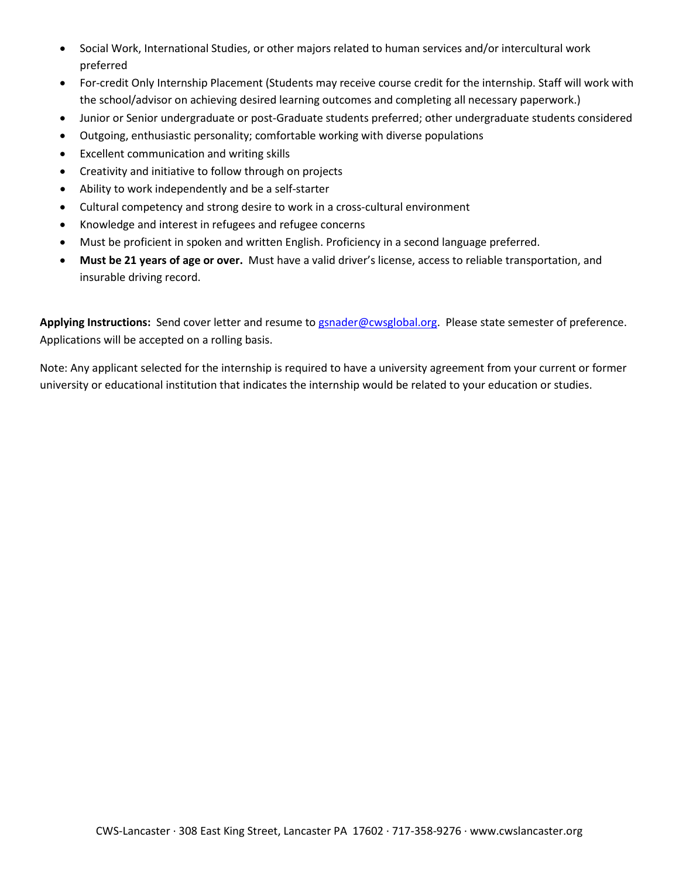- Social Work, International Studies, or other majors related to human services and/or intercultural work preferred
- For-credit Only Internship Placement (Students may receive course credit for the internship. Staff will work with the school/advisor on achieving desired learning outcomes and completing all necessary paperwork.)
- Junior or Senior undergraduate or post-Graduate students preferred; other undergraduate students considered
- Outgoing, enthusiastic personality; comfortable working with diverse populations
- Excellent communication and writing skills
- Creativity and initiative to follow through on projects
- Ability to work independently and be a self-starter
- Cultural competency and strong desire to work in a cross-cultural environment
- Knowledge and interest in refugees and refugee concerns
- Must be proficient in spoken and written English. Proficiency in a second language preferred.
- **Must be 21 years of age or over.** Must have a valid driver's license, access to reliable transportation, and insurable driving record.

**Applying Instructions:** Send cover letter and resume to gsnader@cwsglobal.org. Please state semester of preference. Applications will be accepted on a rolling basis.

Note: Any applicant selected for the internship is required to have a university agreement from your current or former university or educational institution that indicates the internship would be related to your education or studies.